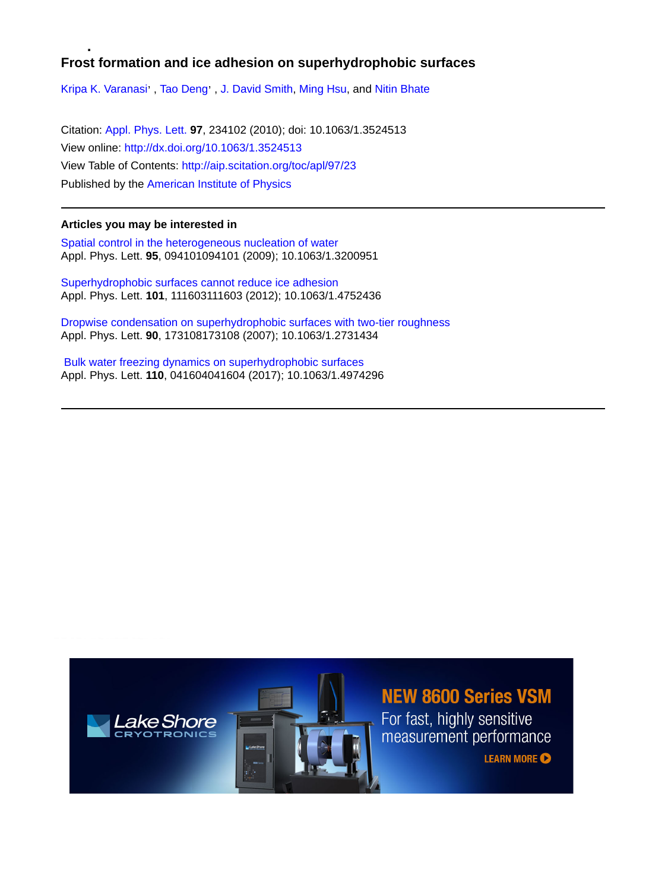# Frost formation and ice adhesion on superhydrophobic surfaces

Kripa K. Varanasi, Tao Deng, J. David Smith, Ming Hsu, and Nitin Bhate

Citation: Appl. Phys. Lett. **97**, 234102 (2010); doi: 10.1063/1.3524513

View online: http://dx.doi.org/10.1063/1.3524513

View Table of Contents: http://aip.scitation.org/toc/apl/97/23

Published by the American Institute of Physics

---

### Articles you may be interested in

Spatial control in the heterogeneous nucleation of water
Appl. Phys. Lett. **95**, 094101094101 (2009); 10.1063/1.3200951

Superhydrophobic surfaces cannot reduce ice adhesion
Appl. Phys. Lett. **101**, 111603111603 (2012); 10.1063/1.4752436

Dropwise condensation on superhydrophobic surfaces with two-tier roughness
Appl. Phys. Lett. **90**, 173108173108 (2007); 10.1063/1.2731434

Bulk water freezing dynamics on superhydrophobic surfaces
Appl. Phys. Lett. **110**, 041604041604 (2017); 10.1063/1.4974296

---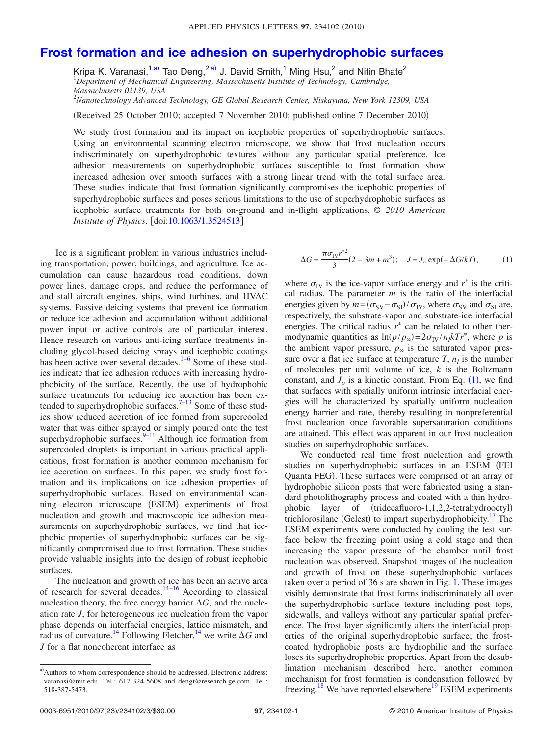# Frost formation and ice adhesion on superhydrophobic surfaces

Kripa K. Varanasi,[1,a] Tao Deng,[2,a] J. David Smith,[1] Ming Hsu,[2] and Nitin Bhate[2]

[1]*Department of Mechanical Engineering, Massachusetts Institute of Technology, Cambridge, Massachusetts 02139, USA*
[2]*Nanotechnology Advanced Technology, GE Global Research Center, Niskayuna, New York 12309, USA*

(Received 25 October 2010; accepted 7 November 2010; published online 7 December 2010)

We study frost formation and its impact on icephobic properties of superhydrophobic surfaces. Using an environmental scanning electron microscope, we show that frost nucleation occurs indiscriminately on superhydrophobic textures without any particular spatial preference. Ice adhesion measurements on superhydrophobic surfaces susceptible to frost formation show increased adhesion over smooth surfaces with a strong linear trend with the total surface area. These studies indicate that frost formation significantly compromises the icephobic properties of superhydrophobic surfaces and poses serious limitations to the use of superhydrophobic surfaces as icephobic surface treatments for both on-ground and in-flight applications. © *2010 American Institute of Physics*. [doi:10.1063/1.3524513]

Ice is a significant problem in various industries including transportation, power, buildings, and agriculture. Ice accumulation can cause hazardous road conditions, down power lines, damage crops, and reduce the performance of and stall aircraft engines, ships, wind turbines, and HVAC systems. Passive deicing systems that prevent ice formation or reduce ice adhesion and accumulation without additional power input or active controls are of particular interest. Hence research on various anti-icing surface treatments including glycol-based deicing sprays and icephobic coatings has been active over several decades.[1–6] Some of these studies indicate that ice adhesion reduces with increasing hydrophobicity of the surface. Recently, the use of hydrophobic surface treatments for reducing ice accretion has been extended to superhydrophobic surfaces.[7–13] Some of these studies show reduced accretion of ice formed from supercooled water that was either sprayed or simply poured onto the test superhydrophobic surfaces.[9–11] Although ice formation from supercooled droplets is important in various practical applications, frost formation is another common mechanism for ice accretion on surfaces. In this paper, we study frost formation and its implications on ice adhesion properties of superhydrophobic surfaces. Based on environmental scanning electron microscope (ESEM) experiments of frost nucleation and growth and macroscopic ice adhesion measurements on superhydrophobic surfaces, we find that icephobic properties of superhydrophobic surfaces can be significantly compromised due to frost formation. These studies provide valuable insights into the design of robust icephobic surfaces.

The nucleation and growth of ice has been an active area of research for several decades.[14–16] According to classical nucleation theory, the free energy barrier $\Delta G$, and the nucleation rate $J$, for heterogeneous ice nucleation from the vapor phase depends on interfacial energies, lattice mismatch, and radius of curvature.[14] Following Fletcher,[14] we write $\Delta G$ and $J$ for a flat noncoherent interface as

$$\Delta G = \frac{\pi \sigma_{IV} r^{*2}}{3}(2 - 3m + m^3); \quad J = J_o \exp(-\Delta G/kT), \tag{1}$$

where $\sigma_{IV}$ is the ice-vapor surface energy and $r^*$ is the critical radius. The parameter $m$ is the ratio of the interfacial energies given by $m = (\sigma_{SV} - \sigma_{SI})/\sigma_{IV}$, where $\sigma_{SV}$ and $\sigma_{SI}$ are, respectively, the substrate-vapor and substrate-ice interfacial energies. The critical radius $r^*$ can be related to other thermodynamic quantities as $\ln(p/p_\infty) = 2\sigma_{IV}/n_I kTr^*$, where $p$ is the ambient vapor pressure, $p_\infty$ is the saturated vapor pressure over a flat ice surface at temperature $T$, $n_I$ is the number of molecules per unit volume of ice, $k$ is the Boltzmann constant, and $J_o$ is a kinetic constant. From Eq. (1), we find that surfaces with spatially uniform intrinsic interfacial energies will be characterized by spatially uniform nucleation energy barrier and rate, thereby resulting in nonpreferential frost nucleation once favorable supersaturation conditions are attained. This effect was apparent in our frost nucleation studies on superhydrophobic surfaces.

We conducted real time frost nucleation and growth studies on superhydrophobic surfaces in an ESEM (FEI Quanta FEG). These surfaces were comprised of an array of hydrophobic silicon posts that were fabricated using a standard photolithography process and coated with a thin hydrophobic layer of (tridecafluoro-1,1,2,2-tetrahydrooctyl) trichlorosilane (Gelest) to impart superhydrophobicity.[17] The ESEM experiments were conducted by cooling the test surface below the freezing point using a cold stage and then increasing the vapor pressure of the chamber until frost nucleation was observed. Snapshot images of the nucleation and growth of frost on these superhydrophobic surfaces taken over a period of 36 s are shown in Fig. 1. These images visibly demonstrate that frost forms indiscriminately all over the superhydrophobic surface texture including post tops, sidewalls, and valleys without any particular spatial preference. The frost layer significantly alters the interfacial properties of the original superhydrophobic surface; the frost-coated hydrophobic posts are hydrophilic and the surface loses its superhydrophobic properties. Apart from the desublimation mechanism described here, another common mechanism for frost formation is condensation followed by freezing.[18] We have reported elsewhere[19] ESEM experiments

[a]Authors to whom correspondence should be addressed. Electronic address: varanasi@mit.edu. Tel.: 617-324-5608 and dengt@research.ge.com. Tel.: 518-387-5473.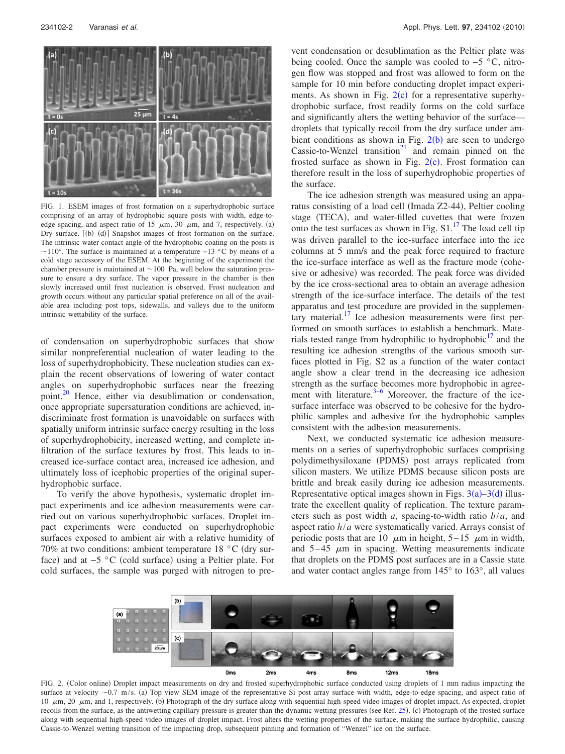FIG. 1. ESEM images of frost formation on a superhydrophobic surface comprising of an array of hydrophobic square posts with width, edge-to-edge spacing, and aspect ratio of 15 $\mu$m, 30 $\mu$m, and 7, respectively. (a) Dry surface. [(b)–(d)] Snapshot images of frost formation on the surface. The intrinsic water contact angle of the hydrophobic coating on the posts is $\sim$110°. The surface is maintained at a temperature $-13$ °C by means of a cold stage accessory of the ESEM. At the beginning of the experiment the chamber pressure is maintained at $\sim$100 Pa, well below the saturation pressure to ensure a dry surface. The vapor pressure in the chamber is then slowly increased until frost nucleation is observed. Frost nucleation and growth occurs without any particular spatial preference on all of the available area including post tops, sidewalls, and valleys due to the uniform intrinsic wettability of the surface.

of condensation on superhydrophobic surfaces that show similar nonpreferential nucleation of water leading to the loss of superhydrophobicity. These nucleation studies can explain the recent observations of lowering of water contact angles on superhydrophobic surfaces near the freezing point.[20] Hence, either via desublimation or condensation, once appropriate supersaturation conditions are achieved, indiscriminate frost formation is unavoidable on surfaces with spatially uniform intrinsic surface energy resulting in the loss of superhydrophobicity, increased wetting, and complete infiltration of the surface textures by frost. This leads to increased ice-surface contact area, increased ice adhesion, and ultimately loss of icephobic properties of the original superhydrophobic surface.

To verify the above hypothesis, systematic droplet impact experiments and ice adhesion measurements were carried out on various superhydrophobic surfaces. Droplet impact experiments were conducted on superhydrophobic surfaces exposed to ambient air with a relative humidity of 70% at two conditions: ambient temperature 18 °C (dry surface) and at $-5$ °C (cold surface) using a Peltier plate. For cold surfaces, the sample was purged with nitrogen to prevent condensation or desublimation as the Peltier plate was being cooled. Once the sample was cooled to $-5$ °C, nitrogen flow was stopped and frost was allowed to form on the sample for 10 min before conducting droplet impact experiments. As shown in Fig. 2(c) for a representative superhydrophobic surface, frost readily forms on the cold surface and significantly alters the wetting behavior of the surface—droplets that typically recoil from the dry surface under ambient conditions as shown in Fig. 2(b) are seen to undergo Cassie-to-Wenzel transition[21] and remain pinned on the frosted surface as shown in Fig. 2(c). Frost formation can therefore result in the loss of superhydrophobic properties of the surface.

The ice adhesion strength was measured using an apparatus consisting of a load cell (Imada Z2-44), Peltier cooling stage (TECA), and water-filled cuvettes that were frozen onto the test surfaces as shown in Fig. S1.[17] The load cell tip was driven parallel to the ice-surface interface into the ice columns at 5 mm/s and the peak force required to fracture the ice-surface interface as well as the fracture mode (cohesive or adhesive) was recorded. The peak force was divided by the ice cross-sectional area to obtain an average adhesion strength of the ice-surface interface. The details of the test apparatus and test procedure are provided in the supplementary material.[17] Ice adhesion measurements were first performed on smooth surfaces to establish a benchmark. Materials tested range from hydrophilic to hydrophobic[17] and the resulting ice adhesion strengths of the various smooth surfaces plotted in Fig. S2 as a function of the water contact angle show a clear trend in the decreasing ice adhesion strength as the surface becomes more hydrophobic in agreement with literature.[3–6] Moreover, the fracture of the ice-surface interface was observed to be cohesive for the hydrophilic samples and adhesive for the hydrophobic samples consistent with the adhesion measurements.

Next, we conducted systematic ice adhesion measurements on a series of superhydrophobic surfaces comprising polydimethysiloxane (PDMS) post arrays replicated from silicon masters. We utilize PDMS because silicon posts are brittle and break easily during ice adhesion measurements. Representative optical images shown in Figs. 3(a)–3(d) illustrate the excellent quality of replication. The texture parameters such as post width $a$, spacing-to-width ratio $b/a$, and aspect ratio $h/a$ were systematically varied. Arrays consist of periodic posts that are 10 $\mu$m in height, 5–15 $\mu$m in width, and 5–45 $\mu$m in spacing. Wetting measurements indicate that droplets on the PDMS post surfaces are in a Cassie state and water contact angles range from 145° to 163°, all values

FIG. 2. (Color online) Droplet impact measurements on dry and frosted superhydrophobic surface conducted using droplets of 1 mm radius impacting the surface at velocity $\sim$0.7 m/s. (a) Top view SEM image of the representative Si post array surface with width, edge-to-edge spacing, and aspect ratio of 10 $\mu$m, 20 $\mu$m, and 1, respectively. (b) Photograph of the dry surface along with sequential high-speed video images of droplet impact. As expected, droplet recoils from the surface, as the antiwetting capillary pressure is greater than the dynamic wetting pressures (see Ref. 25). (c) Photograph of the frosted surface along with sequential high-speed video images of droplet impact. Frost alters the wetting properties of the surface, making the surface hydrophilic, causing Cassie-to-Wenzel wetting transition of the impacting drop, subsequent pinning and formation of "Wenzel" ice on the surface.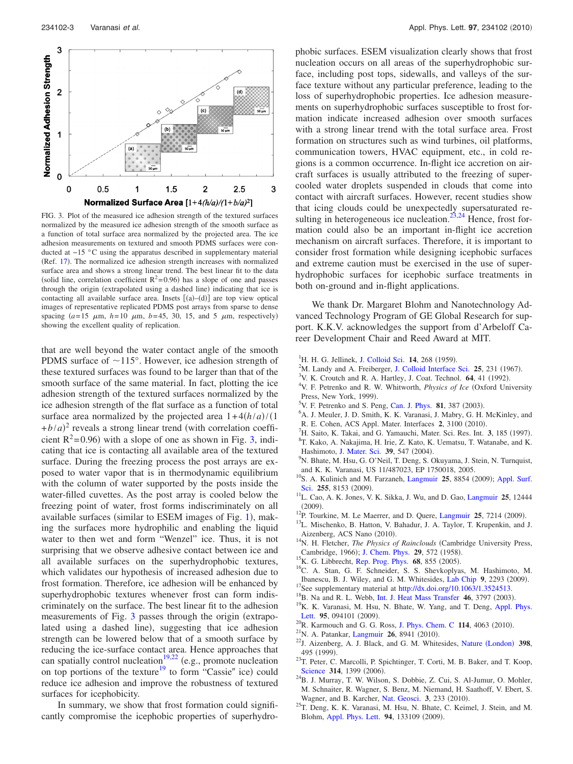3

2

1

0

Normalized Adhesion Strength

0 0.5 1 1.5 2 2.5 3

Normalized Surface Area $[1+4(h/a)/(1+b/a)^2]$

(a) (b) (c) (d)

50 μm

FIG. 3. Plot of the measured ice adhesion strength of the textured surfaces normalized by the measured ice adhesion strength of the smooth surface as a function of total surface area normalized by the projected area. The ice adhesion measurements on textured and smooth PDMS surfaces were conducted at −15 °C using the apparatus described in supplementary material (Ref. 17). The normalized ice adhesion strength increases with normalized surface area and shows a strong linear trend. The best linear fit to the data (solid line, correlation coefficient $R^2=0.96$) has a slope of one and passes through the origin (extrapolated using a dashed line) indicating that ice is contacting all available surface area. Insets [(a)–(d)] are top view optical images of representative replicated PDMS post arrays from sparse to dense spacing ($a=15$ μm, $h=10$ μm, $b=45$, 30, 15, and 5 μm, respectively) showing the excellent quality of replication.

that are well beyond the water contact angle of the smooth PDMS surface of ~115°. However, ice adhesion strength of these textured surfaces was found to be larger than that of the smooth surface of the same material. In fact, plotting the ice adhesion strength of the textured surfaces normalized by the ice adhesion strength of the flat surface as a function of total surface area normalized by the projected area $1+4(h/a)/(1+b/a)^2$ reveals a strong linear trend (with correlation coefficient $R^2=0.96$) with a slope of one as shown in Fig. 3, indicating that ice is contacting all available area of the textured surface. During the freezing process the post arrays are exposed to water vapor that is in thermodynamic equilibrium with the column of water supported by the posts inside the water-filled cuvettes. As the post array is cooled below the freezing point of water, frost forms indiscriminately on all available surfaces (similar to ESEM images of Fig. 1), making the surfaces more hydrophilic and enabling the liquid water to then wet and form "Wenzel" ice. Thus, it is not surprising that we observe adhesive contact between ice and all available surfaces on the superhydrophobic textures, which validates our hypothesis of increased adhesion due to frost formation. Therefore, ice adhesion will be enhanced by superhydrophobic textures whenever frost can form indiscriminately on the surface. The best linear fit to the adhesion measurements of Fig. 3 passes through the origin (extrapolated using a dashed line), suggesting that ice adhesion strength can be lowered below that of a smooth surface by reducing the ice-surface contact area. Hence approaches that can spatially control nucleation[19,22] (e.g., promote nucleation on top portions of the texture[19] to form "Cassie" ice) could reduce ice adhesion and improve the robustness of textured surfaces for icephobicity.

In summary, we show that frost formation could significantly compromise the icephobic properties of superhydrophobic surfaces. ESEM visualization clearly shows that frost nucleation occurs on all areas of the superhydrophobic surface, including post tops, sidewalls, and valleys of the surface texture without any particular preference, leading to the loss of superhydrophobic properties. Ice adhesion measurements on superhydrophobic surfaces susceptible to frost formation indicate increased adhesion over smooth surfaces with a strong linear trend with the total surface area. Frost formation on structures such as wind turbines, oil platforms, communication towers, HVAC equipment, etc., in cold regions is a common occurrence. In-flight ice accretion on aircraft surfaces is usually attributed to the freezing of supercooled water droplets suspended in clouds that come into contact with aircraft surfaces. However, recent studies show that icing clouds could be unexpectedly supersaturated resulting in heterogeneous ice nucleation.[23,24] Hence, frost formation could also be an important in-flight ice accretion mechanism on aircraft surfaces. Therefore, it is important to consider frost formation while designing icephobic surfaces and extreme caution must be exercised in the use of superhydrophobic surfaces for icephobic surface treatments in both on-ground and in-flight applications.

We thank Dr. Margaret Blohm and Nanotechnology Advanced Technology Program of GE Global Research for support. K.K.V. acknowledges the support from d'Arbeloff Career Development Chair and Reed Award at MIT.

[1] H. H. G. Jellinek, J. Colloid Sci. **14**, 268 (1959).
[2] M. Landy and A. Freiberger, J. Colloid Interface Sci. **25**, 231 (1967).
[3] V. K. Croutch and R. A. Hartley, J. Coat. Technol. **64**, 41 (1992).
[4] V. F. Petrenko and R. W. Whitworth, *Physics of Ice* (Oxford University Press, New York, 1999).
[5] V. F. Petrenko and S. Peng, Can. J. Phys. **81**, 387 (2003).
[6] A. J. Meuler, J. D. Smith, K. K. Varanasi, J. Mabry, G. H. McKinley, and R. E. Cohen, ACS Appl. Mater. Interfaces **2**, 3100 (2010).
[7] H. Saito, K. Takai, and G. Yamauchi, Mater. Sci. Res. Int. **3**, 185 (1997).
[8] T. Kako, A. Nakajima, H. Irie, Z. Kato, K. Uematsu, T. Watanabe, and K. Hashimoto, J. Mater. Sci. **39**, 547 (2004).
[9] N. Bhate, M. Hsu, G. O'Neil, T. Deng, S. Okuyama, J. Stein, N. Turnquist, and K. K. Varanasi, US 11/487023, EP 1750018, 2005.
[10] S. A. Kulinich and M. Farzaneh, Langmuir **25**, 8854 (2009); Appl. Surf. Sci. **255**, 8153 (2009).
[11] L. Cao, A. K. Jones, V. K. Sikka, J. Wu, and D. Gao, Langmuir **25**, 12444 (2009).
[12] P. Tourkine, M. Le Maerrer, and D. Quere, Langmuir **25**, 7214 (2009).
[13] L. Mischenko, B. Hatton, V. Bahadur, J. A. Taylor, T. Krupenkin, and J. Aizenberg, ACS Nano (2010).
[14] N. H. Fletcher, *The Physics of Rainclouds* (Cambridge University Press, Cambridge, 1966); J. Chem. Phys. **29**, 572 (1958).
[15] K. G. Libbrecht, Rep. Prog. Phys. **68**, 855 (2005).
[16] C. A. Stan, G. F. Schneider, S. S. Shevkoplyas, M. Hashimoto, M. Ibanescu, B. J. Wiley, and G. M. Whitesides, Lab Chip **9**, 2293 (2009).
[17] See supplementary material at http://dx.doi.org/10.1063/1.3524513.
[18] B. Na and R. L. Webb, Int. J. Heat Mass Transfer **46**, 3797 (2003).
[19] K. K. Varanasi, M. Hsu, N. Bhate, W. Yang, and T. Deng, Appl. Phys. Lett. **95**, 094101 (2009).
[20] R. Karmouch and G. G. Ross, J. Phys. Chem. C **114**, 4063 (2010).
[21] N. A. Patankar, Langmuir **26**, 8941 (2010).
[22] J. Aizenberg, A. J. Black, and G. M. Whitesides, Nature (London) **398**, 495 (1999).
[23] T. Peter, C. Marcolli, P. Spichtinger, T. Corti, M. B. Baker, and T. Koop, Science **314**, 1399 (2006).
[24] B. J. Murray, T. W. Wilson, S. Dobbie, Z. Cui, S. Al-Jumur, O. Mohler, M. Schnaiter, R. Wagner, S. Benz, M. Niemand, H. Saathoff, V. Ebert, S. Wagner, and B. Karcher, Nat. Geosci. **3**, 233 (2010).
[25] T. Deng, K. K. Varanasi, M. Hsu, N. Bhate, C. Keimel, J. Stein, and M. Blohm, Appl. Phys. Lett. **94**, 133109 (2009).